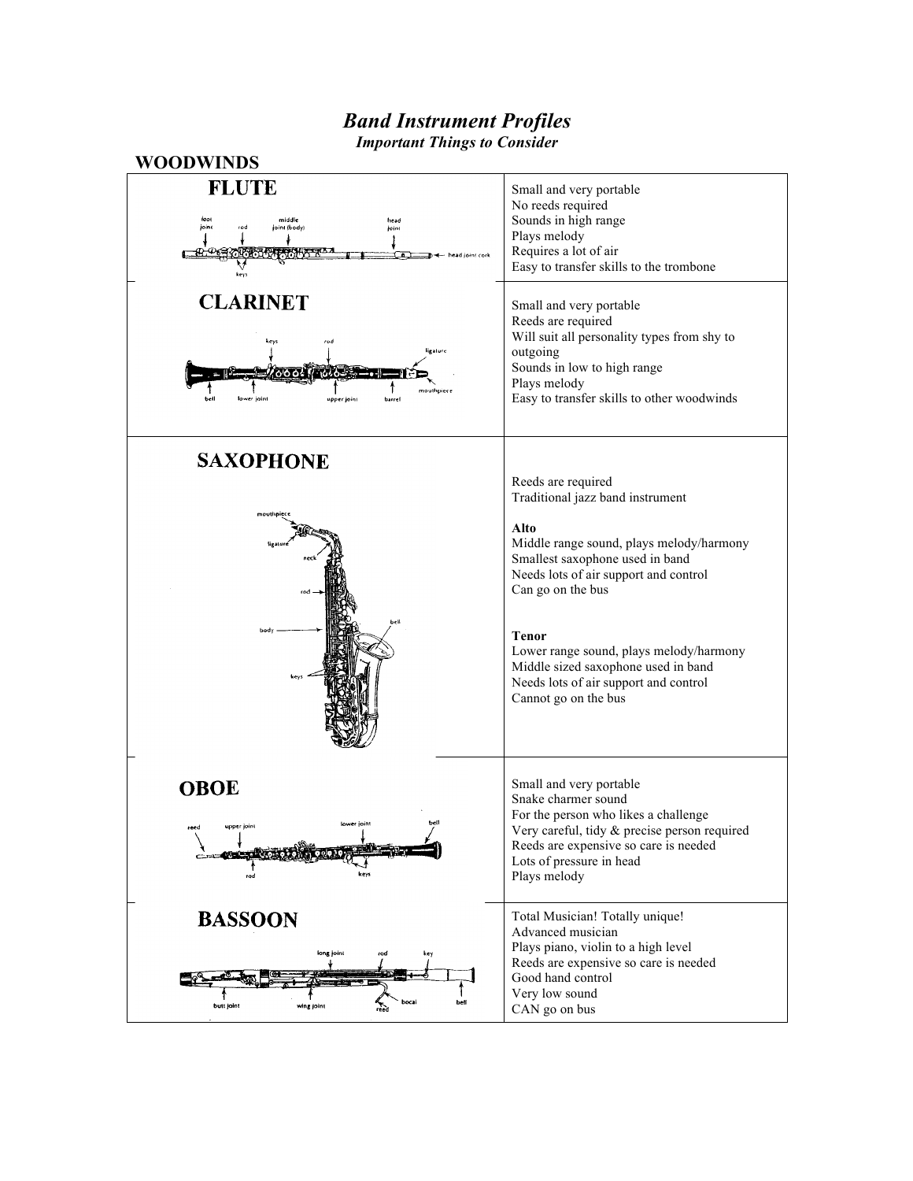# *Band Instrument Profiles*

***Important Things to Consider***

## WOODWINDS

| Instrument | Important Things to Consider |
| --- | --- |
| **FLUTE** | Small and very portable<br>No reeds required<br>Sounds in high range<br>Plays melody<br>Requires a lot of air<br>Easy to transfer skills to the trombone |
| **CLARINET** | Small and very portable<br>Reeds are required<br>Will suit all personality types from shy to outgoing<br>Sounds in low to high range<br>Plays melody<br>Easy to transfer skills to other woodwinds |
| **SAXOPHONE** | Reeds are required<br>Traditional jazz band instrument<br><br>**Alto**<br>Middle range sound, plays melody/harmony<br>Smallest saxophone used in band<br>Needs lots of air support and control<br>Can go on the bus<br><br>**Tenor**<br>Lower range sound, plays melody/harmony<br>Middle sized saxophone used in band<br>Needs lots of air support and control<br>Cannot go on the bus |
| **OBOE** | Small and very portable<br>Snake charmer sound<br>For the person who likes a challenge<br>Very careful, tidy & precise person required<br>Reeds are expensive so care is needed<br>Lots of pressure in head<br>Plays melody |
| **BASSOON** | Total Musician! Totally unique!<br>Advanced musician<br>Plays piano, violin to a high level<br>Reeds are expensive so care is needed<br>Good hand control<br>Very low sound<br>CAN go on bus |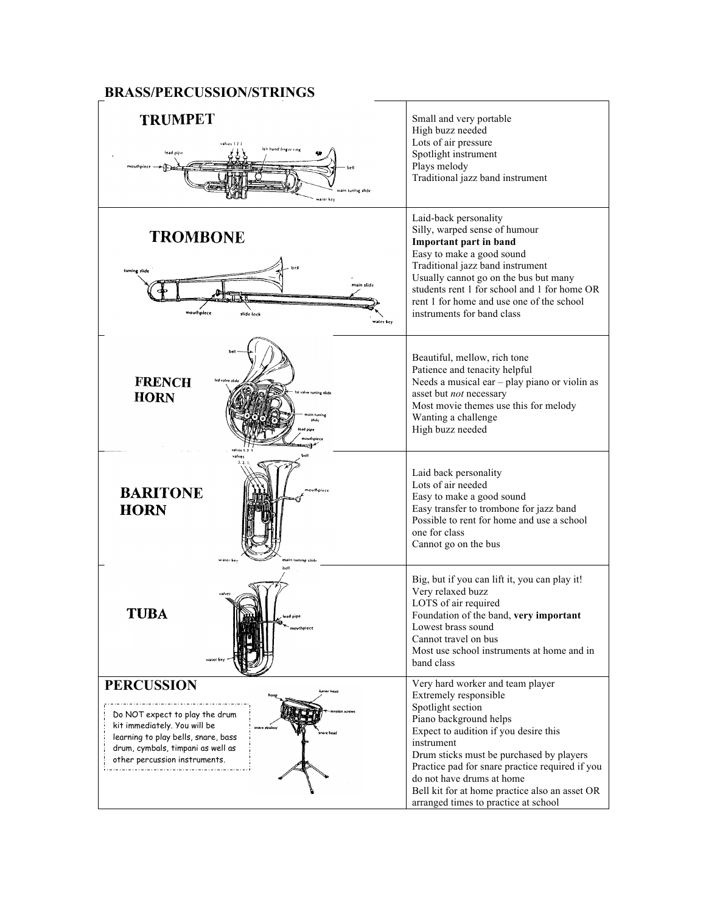## BRASS/PERCUSSION/STRINGS

| | |
|---|---|
| **TRUMPET** | Small and very portable<br>High buzz needed<br>Lots of air pressure<br>Spotlight instrument<br>Plays melody<br>Traditional jazz band instrument |
| **TROMBONE** | Laid-back personality<br>Silly, warped sense of humour<br>**Important part in band**<br>Easy to make a good sound<br>Traditional jazz band instrument<br>Usually cannot go on the bus but many students rent 1 for school and 1 for home OR rent 1 for home and use one of the school instruments for band class |
| **FRENCH HORN** | Beautiful, mellow, rich tone<br>Patience and tenacity helpful<br>Needs a musical ear – play piano or violin as asset but *not* necessary<br>Most movie themes use this for melody<br>Wanting a challenge<br>High buzz needed |
| **BARITONE HORN** | Laid back personality<br>Lots of air needed<br>Easy to make a good sound<br>Easy transfer to trombone for jazz band<br>Possible to rent for home and use a school one for class<br>Cannot go on the bus |
| **TUBA** | Big, but if you can lift it, you can play it!<br>Very relaxed buzz<br>LOTS of air required<br>Foundation of the band, **very important**<br>Lowest brass sound<br>Cannot travel on bus<br>Most use school instruments at home and in band class |
| **PERCUSSION**<br><br>Do NOT expect to play the drum kit immediately. You will be learning to play bells, snare, bass drum, cymbals, timpani as well as other percussion instruments. | Very hard worker and team player<br>Extremely responsible<br>Spotlight section<br>Piano background helps<br>Expect to audition if you desire this instrument<br>Drum sticks must be purchased by players<br>Practice pad for snare practice required if you do not have drums at home<br>Bell kit for at home practice also an asset OR arranged times to practice at school |